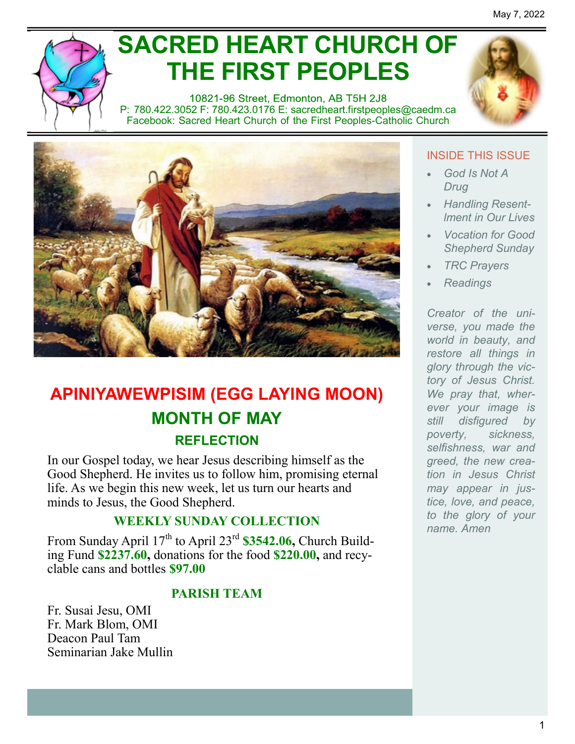May 7, 2022

# SACRED HEART CHURCH OF THE FIRST PEOPLES

10821-96 Street, Edmonton, AB T5H 2J8
P: 780.422.3052 F: 780.423.0176 E: sacredheart.firstpeoples@caedm.ca
Facebook: Sacred Heart Church of the First Peoples-Catholic Church

## APINIYAWEWPISIM (EGG LAYING MOON)

## MONTH OF MAY

### REFLECTION

In our Gospel today, we hear Jesus describing himself as the Good Shepherd. He invites us to follow him, promising eternal life. As we begin this new week, let us turn our hearts and minds to Jesus, the Good Shepherd.

### WEEKLY SUNDAY COLLECTION

From Sunday April 17th to April 23rd **$3542.06,** Church Building Fund **$2237.60,** donations for the food **$220.00,** and recyclable cans and bottles **$97.00**

### PARISH TEAM

Fr. Susai Jesu, OMI
Fr. Mark Blom, OMI
Deacon Paul Tam
Seminarian Jake Mullin

### INSIDE THIS ISSUE

- *God Is Not A Drug*
- *Handling Resentment in Our Lives*
- *Vocation for Good Shepherd Sunday*
- *TRC Prayers*
- *Readings*

*Creator of the universe, you made the world in beauty, and restore all things in glory through the victory of Jesus Christ. We pray that, wherever your image is still disfigured by poverty, sickness, selfishness, war and greed, the new creation in Jesus Christ may appear in justice, love, and peace, to the glory of your name. Amen*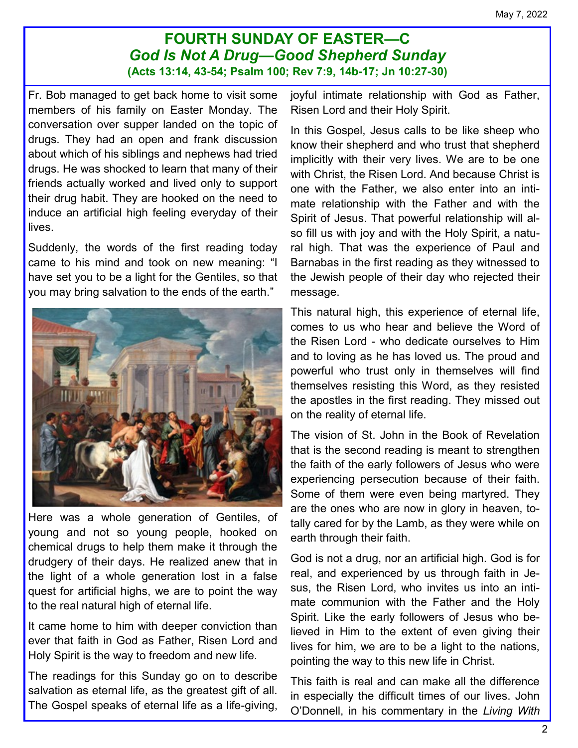## FOURTH SUNDAY OF EASTER—C

### *God Is Not A Drug—Good Shepherd Sunday*

**(Acts 13:14, 43-54; Psalm 100; Rev 7:9, 14b-17; Jn 10:27-30)**

Fr. Bob managed to get back home to visit some members of his family on Easter Monday. The conversation over supper landed on the topic of drugs. They had an open and frank discussion about which of his siblings and nephews had tried drugs. He was shocked to learn that many of their friends actually worked and lived only to support their drug habit. They are hooked on the need to induce an artificial high feeling everyday of their lives.

Suddenly, the words of the first reading today came to his mind and took on new meaning: "I have set you to be a light for the Gentiles, so that you may bring salvation to the ends of the earth."

Here was a whole generation of Gentiles, of young and not so young people, hooked on chemical drugs to help them make it through the drudgery of their days. He realized anew that in the light of a whole generation lost in a false quest for artificial highs, we are to point the way to the real natural high of eternal life.

It came home to him with deeper conviction than ever that faith in God as Father, Risen Lord and Holy Spirit is the way to freedom and new life.

The readings for this Sunday go on to describe salvation as eternal life, as the greatest gift of all. The Gospel speaks of eternal life as a life-giving, joyful intimate relationship with God as Father, Risen Lord and their Holy Spirit.

In this Gospel, Jesus calls to be like sheep who know their shepherd and who trust that shepherd implicitly with their very lives. We are to be one with Christ, the Risen Lord. And because Christ is one with the Father, we also enter into an intimate relationship with the Father and with the Spirit of Jesus. That powerful relationship will also fill us with joy and with the Holy Spirit, a natural high. That was the experience of Paul and Barnabas in the first reading as they witnessed to the Jewish people of their day who rejected their message.

This natural high, this experience of eternal life, comes to us who hear and believe the Word of the Risen Lord - who dedicate ourselves to Him and to loving as he has loved us. The proud and powerful who trust only in themselves will find themselves resisting this Word, as they resisted the apostles in the first reading. They missed out on the reality of eternal life.

The vision of St. John in the Book of Revelation that is the second reading is meant to strengthen the faith of the early followers of Jesus who were experiencing persecution because of their faith. Some of them were even being martyred. They are the ones who are now in glory in heaven, totally cared for by the Lamb, as they were while on earth through their faith.

God is not a drug, nor an artificial high. God is for real, and experienced by us through faith in Jesus, the Risen Lord, who invites us into an intimate communion with the Father and the Holy Spirit. Like the early followers of Jesus who believed in Him to the extent of even giving their lives for him, we are to be a light to the nations, pointing the way to this new life in Christ.

This faith is real and can make all the difference in especially the difficult times of our lives. John O'Donnell, in his commentary in the *Living With*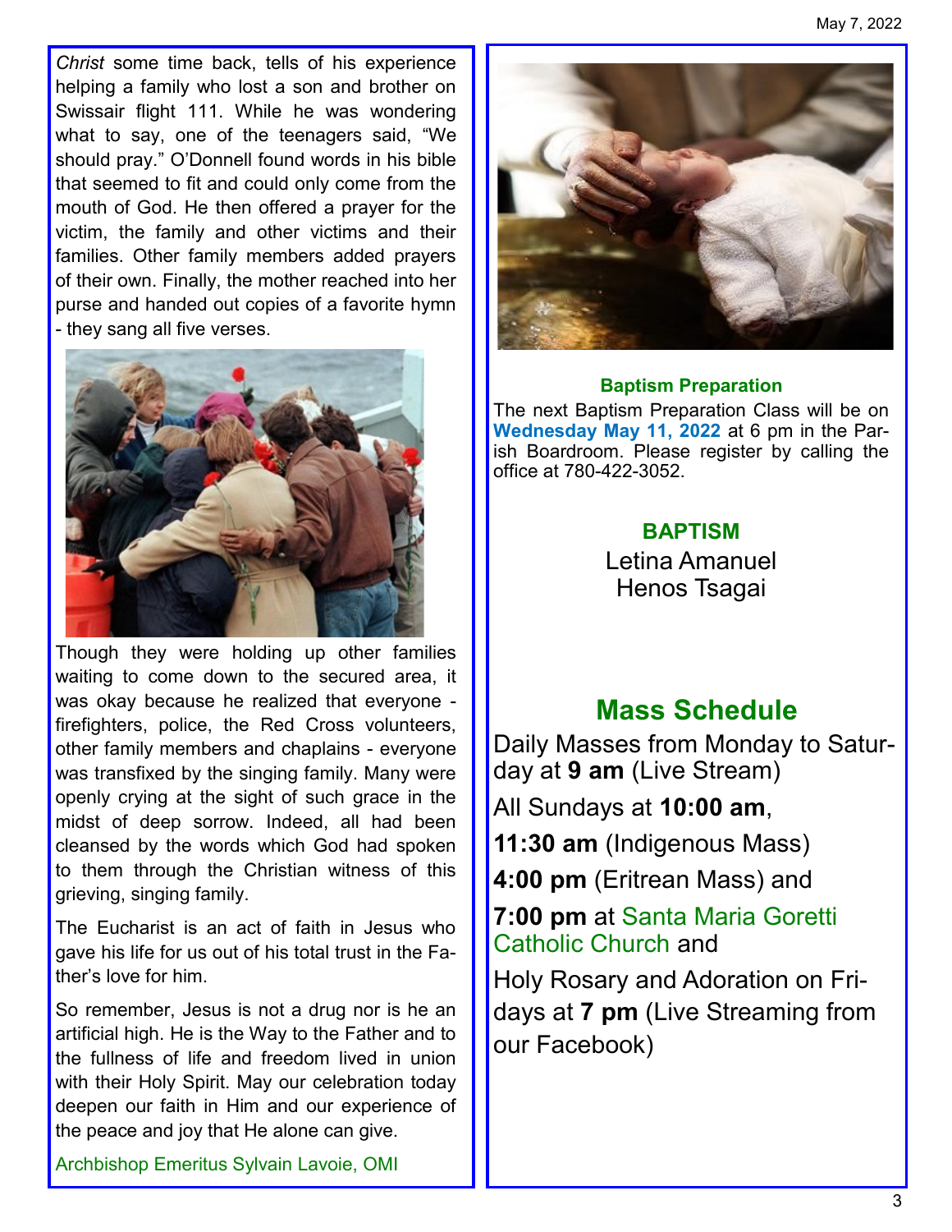*Christ* some time back, tells of his experience helping a family who lost a son and brother on Swissair flight 111. While he was wondering what to say, one of the teenagers said, "We should pray." O'Donnell found words in his bible that seemed to fit and could only come from the mouth of God. He then offered a prayer for the victim, the family and other victims and their families. Other family members added prayers of their own. Finally, the mother reached into her purse and handed out copies of a favorite hymn - they sang all five verses.

Though they were holding up other families waiting to come down to the secured area, it was okay because he realized that everyone - firefighters, police, the Red Cross volunteers, other family members and chaplains - everyone was transfixed by the singing family. Many were openly crying at the sight of such grace in the midst of deep sorrow. Indeed, all had been cleansed by the words which God had spoken to them through the Christian witness of this grieving, singing family.

The Eucharist is an act of faith in Jesus who gave his life for us out of his total trust in the Father's love for him.

So remember, Jesus is not a drug nor is he an artificial high. He is the Way to the Father and to the fullness of life and freedom lived in union with their Holy Spirit. May our celebration today deepen our faith in Him and our experience of the peace and joy that He alone can give.

Archbishop Emeritus Sylvain Lavoie, OMI

### Baptism Preparation

The next Baptism Preparation Class will be on **Wednesday May 11, 2022** at 6 pm in the Parish Boardroom. Please register by calling the office at 780-422-3052.

### BAPTISM

Letina Amanuel
Henos Tsagai

## Mass Schedule

Daily Masses from Monday to Saturday at **9 am** (Live Stream)

All Sundays at **10:00 am**,

**11:30 am** (Indigenous Mass)

**4:00 pm** (Eritrean Mass) and

**7:00 pm** at Santa Maria Goretti Catholic Church and

Holy Rosary and Adoration on Fridays at **7 pm** (Live Streaming from our Facebook)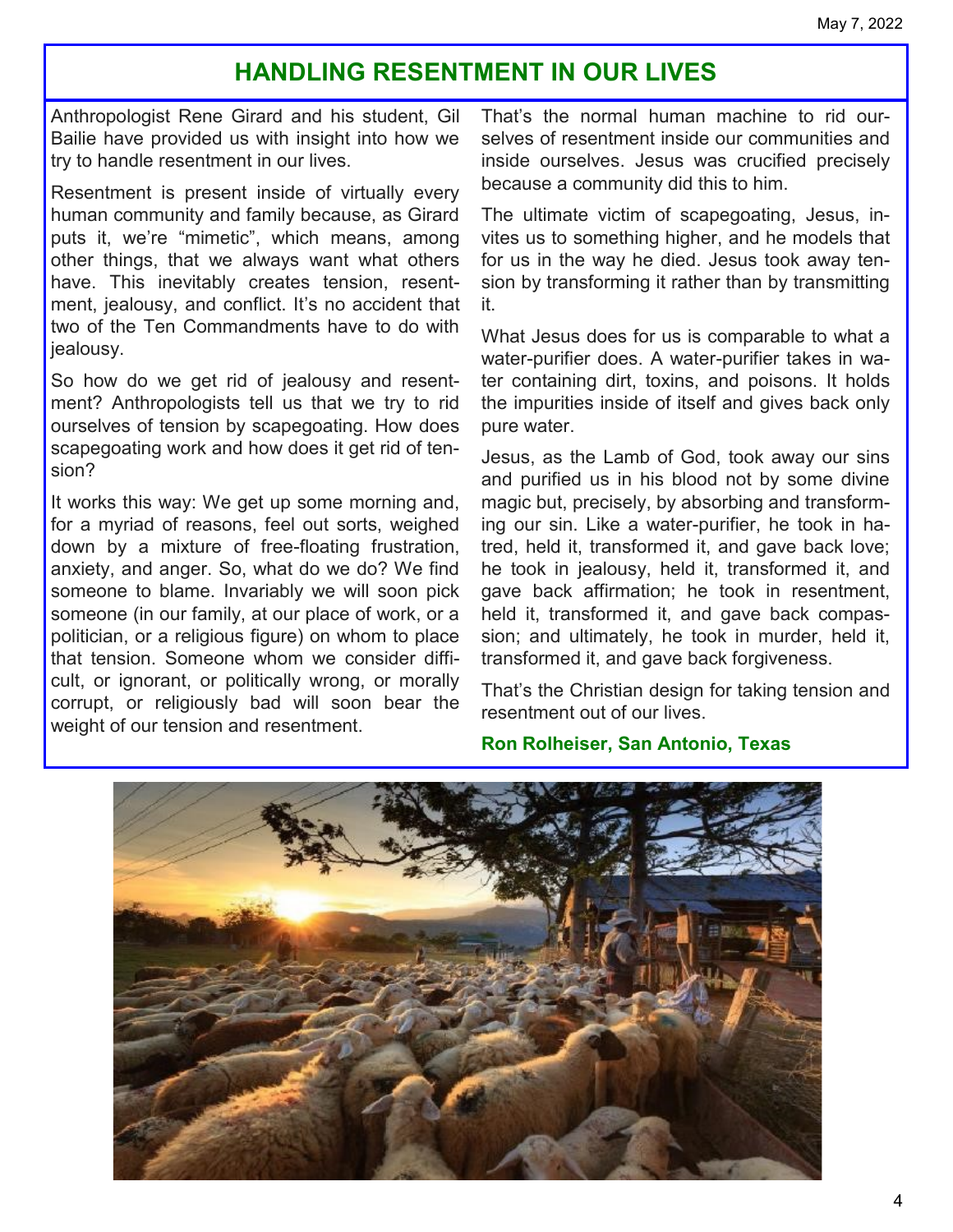## HANDLING RESENTMENT IN OUR LIVES

Anthropologist Rene Girard and his student, Gil Bailie have provided us with insight into how we try to handle resentment in our lives.

Resentment is present inside of virtually every human community and family because, as Girard puts it, we're "mimetic", which means, among other things, that we always want what others have. This inevitably creates tension, resentment, jealousy, and conflict. It's no accident that two of the Ten Commandments have to do with jealousy.

So how do we get rid of jealousy and resentment? Anthropologists tell us that we try to rid ourselves of tension by scapegoating. How does scapegoating work and how does it get rid of tension?

It works this way: We get up some morning and, for a myriad of reasons, feel out sorts, weighed down by a mixture of free-floating frustration, anxiety, and anger. So, what do we do? We find someone to blame. Invariably we will soon pick someone (in our family, at our place of work, or a politician, or a religious figure) on whom to place that tension. Someone whom we consider difficult, or ignorant, or politically wrong, or morally corrupt, or religiously bad will soon bear the weight of our tension and resentment.

That's the normal human machine to rid ourselves of resentment inside our communities and inside ourselves. Jesus was crucified precisely because a community did this to him.

The ultimate victim of scapegoating, Jesus, invites us to something higher, and he models that for us in the way he died. Jesus took away tension by transforming it rather than by transmitting it.

What Jesus does for us is comparable to what a water-purifier does. A water-purifier takes in water containing dirt, toxins, and poisons. It holds the impurities inside of itself and gives back only pure water.

Jesus, as the Lamb of God, took away our sins and purified us in his blood not by some divine magic but, precisely, by absorbing and transforming our sin. Like a water-purifier, he took in hatred, held it, transformed it, and gave back love; he took in jealousy, held it, transformed it, and gave back affirmation; he took in resentment, held it, transformed it, and gave back compassion; and ultimately, he took in murder, held it, transformed it, and gave back forgiveness.

That's the Christian design for taking tension and resentment out of our lives.

**Ron Rolheiser, San Antonio, Texas**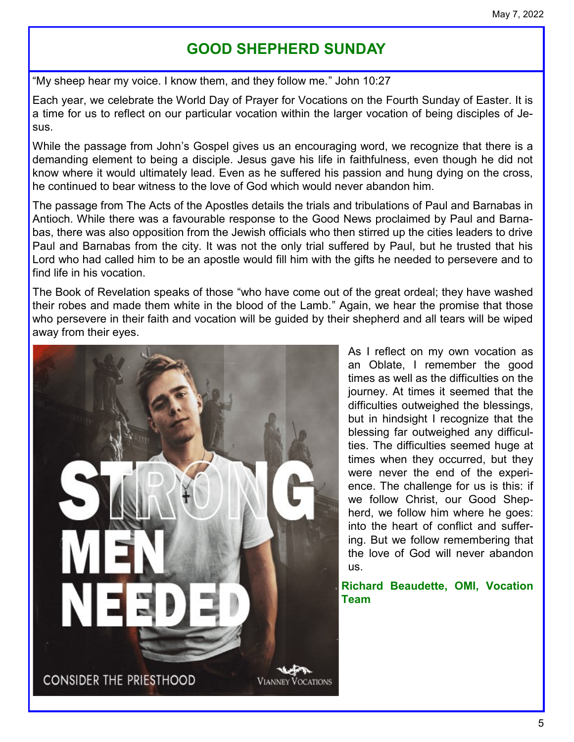## GOOD SHEPHERD SUNDAY

"My sheep hear my voice. I know them, and they follow me." John 10:27

Each year, we celebrate the World Day of Prayer for Vocations on the Fourth Sunday of Easter. It is a time for us to reflect on our particular vocation within the larger vocation of being disciples of Jesus.

While the passage from John's Gospel gives us an encouraging word, we recognize that there is a demanding element to being a disciple. Jesus gave his life in faithfulness, even though he did not know where it would ultimately lead. Even as he suffered his passion and hung dying on the cross, he continued to bear witness to the love of God which would never abandon him.

The passage from The Acts of the Apostles details the trials and tribulations of Paul and Barnabas in Antioch. While there was a favourable response to the Good News proclaimed by Paul and Barnabas, there was also opposition from the Jewish officials who then stirred up the cities leaders to drive Paul and Barnabas from the city. It was not the only trial suffered by Paul, but he trusted that his Lord who had called him to be an apostle would fill him with the gifts he needed to persevere and to find life in his vocation.

The Book of Revelation speaks of those "who have come out of the great ordeal; they have washed their robes and made them white in the blood of the Lamb." Again, we hear the promise that those who persevere in their faith and vocation will be guided by their shepherd and all tears will be wiped away from their eyes.

STRONG MEN NEEDED

CONSIDER THE PRIESTHOOD

VIANNEY VOCATIONS

As I reflect on my own vocation as an Oblate, I remember the good times as well as the difficulties on the journey. At times it seemed that the difficulties outweighed the blessings, but in hindsight I recognize that the blessing far outweighed any difficulties. The difficulties seemed huge at times when they occurred, but they were never the end of the experience. The challenge for us is this: if we follow Christ, our Good Shepherd, we follow him where he goes: into the heart of conflict and suffering. But we follow remembering that the love of God will never abandon us.

**Richard Beaudette, OMI, Vocation Team**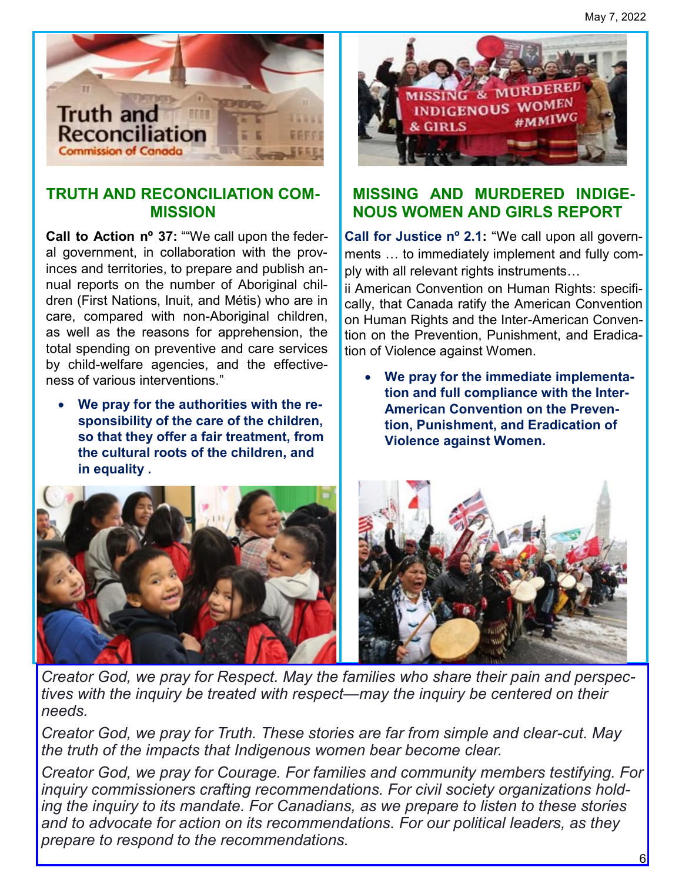## TRUTH AND RECONCILIATION COMMISSION

**Call to Action nº 37:** ""We call upon the federal government, in collaboration with the provinces and territories, to prepare and publish annual reports on the number of Aboriginal children (First Nations, Inuit, and Métis) who are in care, compared with non-Aboriginal children, as well as the reasons for apprehension, the total spending on preventive and care services by child-welfare agencies, and the effectiveness of various interventions."

- **We pray for the authorities with the responsibility of the care of the children, so that they offer a fair treatment, from the cultural roots of the children, and in equality .**

## MISSING AND MURDERED INDIGENOUS WOMEN AND GIRLS REPORT

**Call for Justice nº 2.1:** "We call upon all governments … to immediately implement and fully comply with all relevant rights instruments…

ii American Convention on Human Rights: specifically, that Canada ratify the American Convention on Human Rights and the Inter-American Convention on the Prevention, Punishment, and Eradication of Violence against Women.

- **We pray for the immediate implementation and full compliance with the Inter-American Convention on the Prevention, Punishment, and Eradication of Violence against Women.**

*Creator God, we pray for Respect. May the families who share their pain and perspectives with the inquiry be treated with respect—may the inquiry be centered on their needs.*

*Creator God, we pray for Truth. These stories are far from simple and clear-cut. May the truth of the impacts that Indigenous women bear become clear.*

*Creator God, we pray for Courage. For families and community members testifying. For inquiry commissioners crafting recommendations. For civil society organizations holding the inquiry to its mandate. For Canadians, as we prepare to listen to these stories and to advocate for action on its recommendations. For our political leaders, as they prepare to respond to the recommendations.*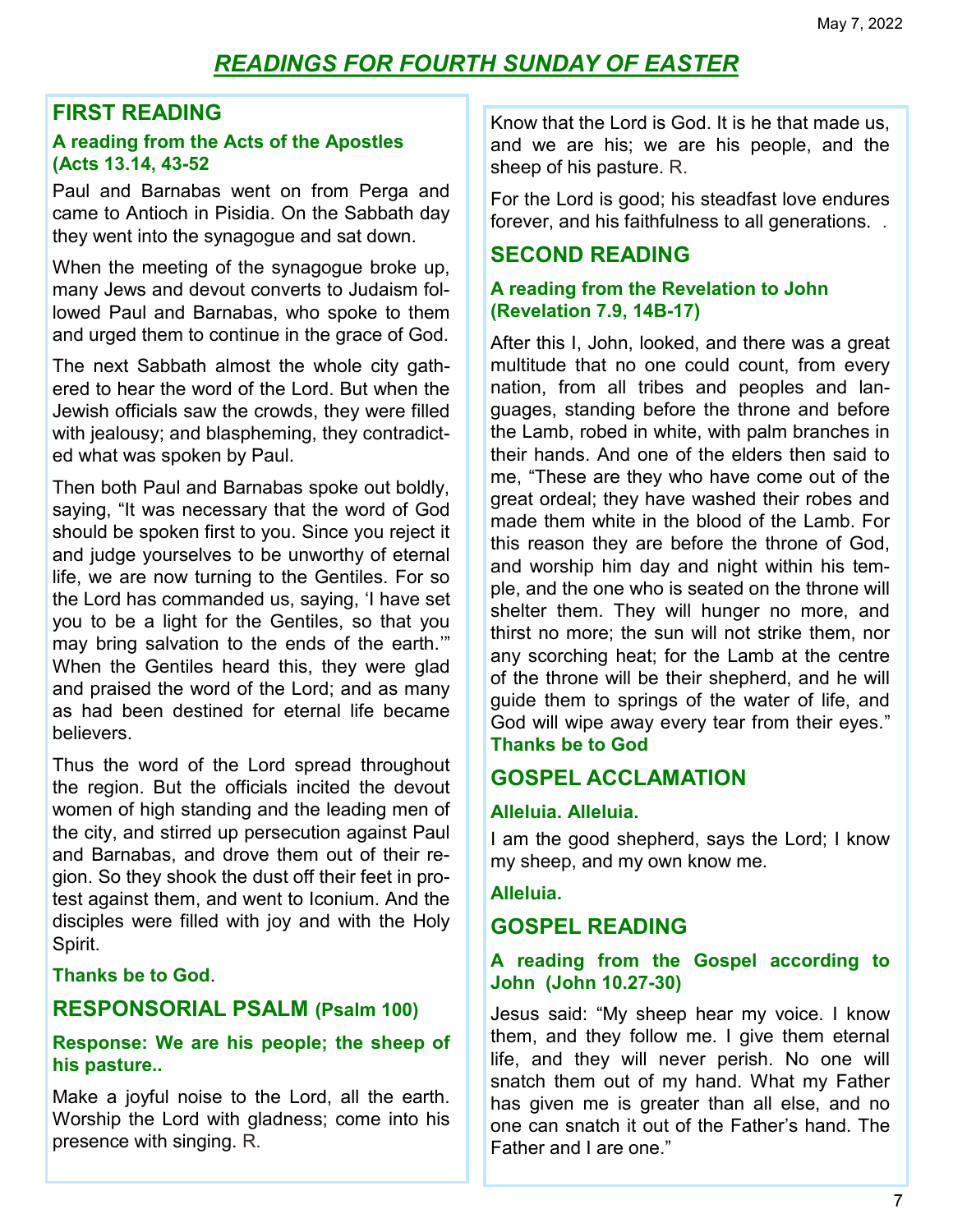# READINGS FOR FOURTH SUNDAY OF EASTER

## FIRST READING

**A reading from the Acts of the Apostles (Acts 13.14, 43-52**

Paul and Barnabas went on from Perga and came to Antioch in Pisidia. On the Sabbath day they went into the synagogue and sat down.

When the meeting of the synagogue broke up, many Jews and devout converts to Judaism followed Paul and Barnabas, who spoke to them and urged them to continue in the grace of God.

The next Sabbath almost the whole city gathered to hear the word of the Lord. But when the Jewish officials saw the crowds, they were filled with jealousy; and blaspheming, they contradicted what was spoken by Paul.

Then both Paul and Barnabas spoke out boldly, saying, "It was necessary that the word of God should be spoken first to you. Since you reject it and judge yourselves to be unworthy of eternal life, we are now turning to the Gentiles. For so the Lord has commanded us, saying, 'I have set you to be a light for the Gentiles, so that you may bring salvation to the ends of the earth.'" When the Gentiles heard this, they were glad and praised the word of the Lord; and as many as had been destined for eternal life became believers.

Thus the word of the Lord spread throughout the region. But the officials incited the devout women of high standing and the leading men of the city, and stirred up persecution against Paul and Barnabas, and drove them out of their region. So they shook the dust off their feet in protest against them, and went to Iconium. And the disciples were filled with joy and with the Holy Spirit.

**Thanks be to God**.

## RESPONSORIAL PSALM (Psalm 100)

**Response: We are his people; the sheep of his pasture..**

Make a joyful noise to the Lord, all the earth. Worship the Lord with gladness; come into his presence with singing. R.

Know that the Lord is God. It is he that made us, and we are his; we are his people, and the sheep of his pasture. R.

For the Lord is good; his steadfast love endures forever, and his faithfulness to all generations. .

## SECOND READING

**A reading from the Revelation to John (Revelation 7.9, 14B-17)**

After this I, John, looked, and there was a great multitude that no one could count, from every nation, from all tribes and peoples and languages, standing before the throne and before the Lamb, robed in white, with palm branches in their hands. And one of the elders then said to me, "These are they who have come out of the great ordeal; they have washed their robes and made them white in the blood of the Lamb. For this reason they are before the throne of God, and worship him day and night within his temple, and the one who is seated on the throne will shelter them. They will hunger no more, and thirst no more; the sun will not strike them, nor any scorching heat; for the Lamb at the centre of the throne will be their shepherd, and he will guide them to springs of the water of life, and God will wipe away every tear from their eyes." **Thanks be to God**

## GOSPEL ACCLAMATION

**Alleluia. Alleluia.**

I am the good shepherd, says the Lord; I know my sheep, and my own know me.

**Alleluia.**

## GOSPEL READING

**A reading from the Gospel according to John (John 10.27-30)**

Jesus said: "My sheep hear my voice. I know them, and they follow me. I give them eternal life, and they will never perish. No one will snatch them out of my hand. What my Father has given me is greater than all else, and no one can snatch it out of the Father's hand. The Father and I are one."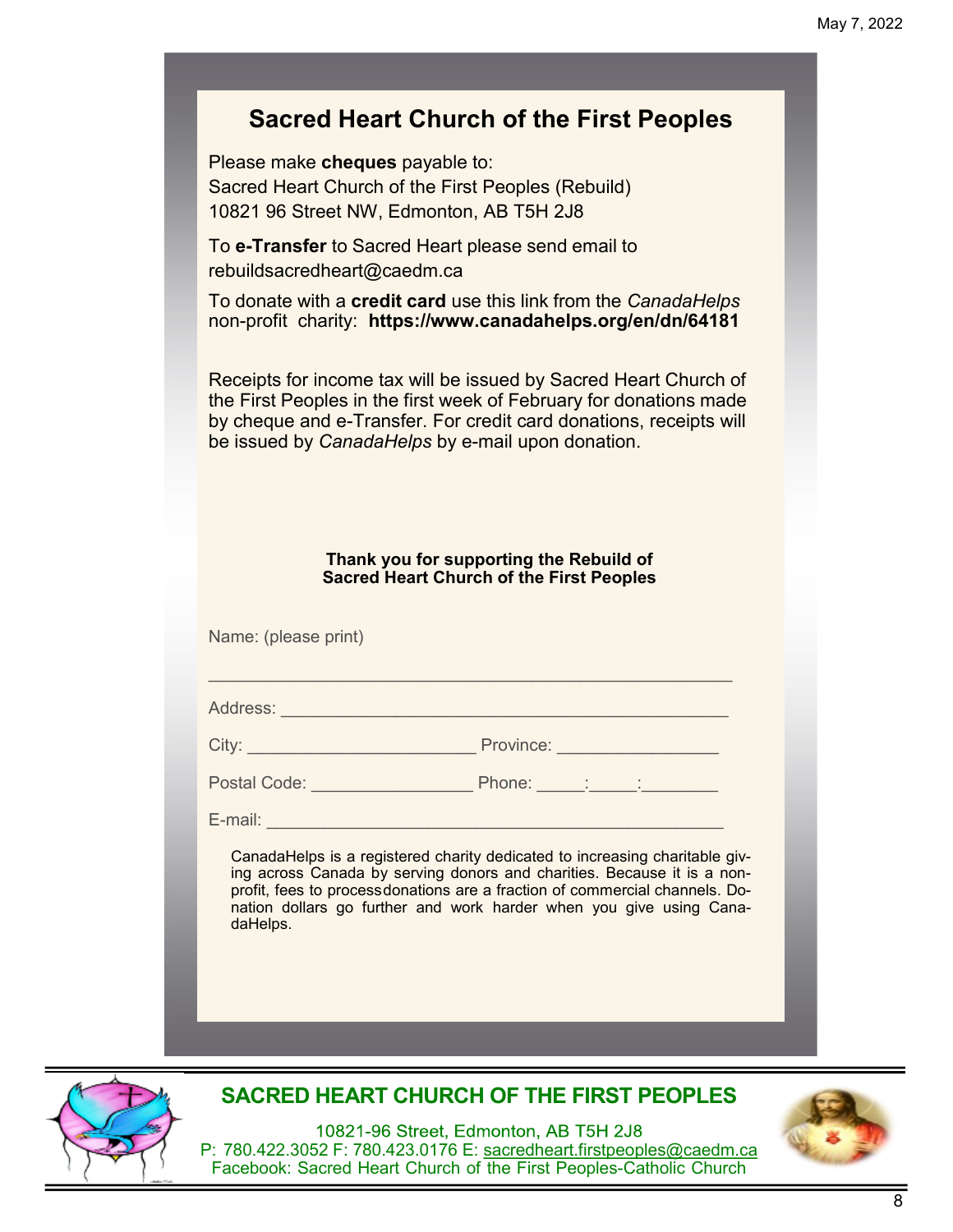## Sacred Heart Church of the First Peoples

Please make **cheques** payable to:
Sacred Heart Church of the First Peoples (Rebuild)
10821 96 Street NW, Edmonton, AB T5H 2J8

To **e-Transfer** to Sacred Heart please send email to rebuildsacredheart@caedm.ca

To donate with a **credit card** use this link from the *CanadaHelps* non-profit charity: **https://www.canadahelps.org/en/dn/64181**

Receipts for income tax will be issued by Sacred Heart Church of the First Peoples in the first week of February for donations made by cheque and e-Transfer. For credit card donations, receipts will be issued by *CanadaHelps* by e-mail upon donation.

**Thank you for supporting the Rebuild of Sacred Heart Church of the First Peoples**

Name: (please print)

_____________________________________________

Address: ______________________________________

City: ____________________ Province: ______________

Postal Code: ______________ Phone: _____:_____:_______

E-mail: _______________________________________

CanadaHelps is a registered charity dedicated to increasing charitable giving across Canada by serving donors and charities. Because it is a non-profit, fees to process donations are a fraction of commercial channels. Donation dollars go further and work harder when you give using CanadaHelps.

**SACRED HEART CHURCH OF THE FIRST PEOPLES**

10821-96 Street, Edmonton, AB T5H 2J8
P: 780.422.3052 F: 780.423.0176 E: sacredheart.firstpeoples@caedm.ca
Facebook: Sacred Heart Church of the First Peoples-Catholic Church